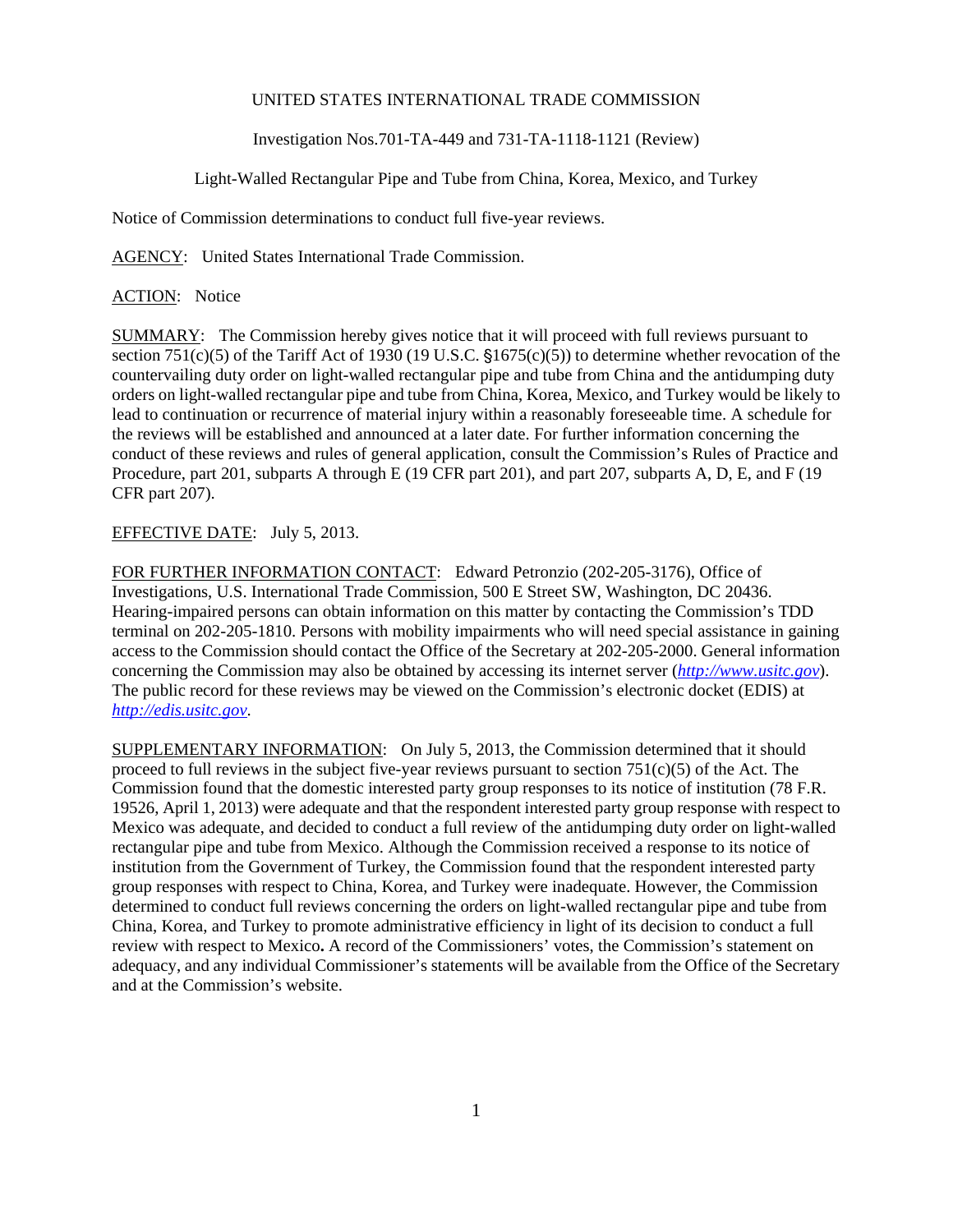UNITED STATES INTERNATIONAL TRADE COMMISSION

Investigation Nos.701-TA-449 and 731-TA-1118-1121 (Review)

Light-Walled Rectangular Pipe and Tube from China, Korea, Mexico, and Turkey

Notice of Commission determinations to conduct full five-year reviews.

AGENCY: United States International Trade Commission.

ACTION: Notice

SUMMARY: The Commission hereby gives notice that it will proceed with full reviews pursuant to section 751(c)(5) of the Tariff Act of 1930 (19 U.S.C. §1675(c)(5)) to determine whether revocation of the countervailing duty order on light-walled rectangular pipe and tube from China and the antidumping duty orders on light-walled rectangular pipe and tube from China, Korea, Mexico, and Turkey would be likely to lead to continuation or recurrence of material injury within a reasonably foreseeable time. A schedule for the reviews will be established and announced at a later date. For further information concerning the conduct of these reviews and rules of general application, consult the Commission's Rules of Practice and Procedure, part 201, subparts A through E (19 CFR part 201), and part 207, subparts A, D, E, and F (19 CFR part 207).

EFFECTIVE DATE: July 5, 2013.

FOR FURTHER INFORMATION CONTACT: Edward Petronzio (202-205-3176), Office of Investigations, U.S. International Trade Commission, 500 E Street SW, Washington, DC 20436. Hearing-impaired persons can obtain information on this matter by contacting the Commission's TDD terminal on 202-205-1810. Persons with mobility impairments who will need special assistance in gaining access to the Commission should contact the Office of the Secretary at 202-205-2000. General information concerning the Commission may also be obtained by accessing its internet server (*http://www.usitc.gov*). The public record for these reviews may be viewed on the Commission's electronic docket (EDIS) at *http://edis.usitc.gov*.

SUPPLEMENTARY INFORMATION: On July 5, 2013, the Commission determined that it should proceed to full reviews in the subject five-year reviews pursuant to section 751(c)(5) of the Act. The Commission found that the domestic interested party group responses to its notice of institution (78 F.R. 19526, April 1, 2013) were adequate and that the respondent interested party group response with respect to Mexico was adequate, and decided to conduct a full review of the antidumping duty order on light-walled rectangular pipe and tube from Mexico. Although the Commission received a response to its notice of institution from the Government of Turkey, the Commission found that the respondent interested party group responses with respect to China, Korea, and Turkey were inadequate. However, the Commission determined to conduct full reviews concerning the orders on light-walled rectangular pipe and tube from China, Korea, and Turkey to promote administrative efficiency in light of its decision to conduct a full review with respect to Mexico**.** A record of the Commissioners' votes, the Commission's statement on adequacy, and any individual Commissioner's statements will be available from the Office of the Secretary and at the Commission's website.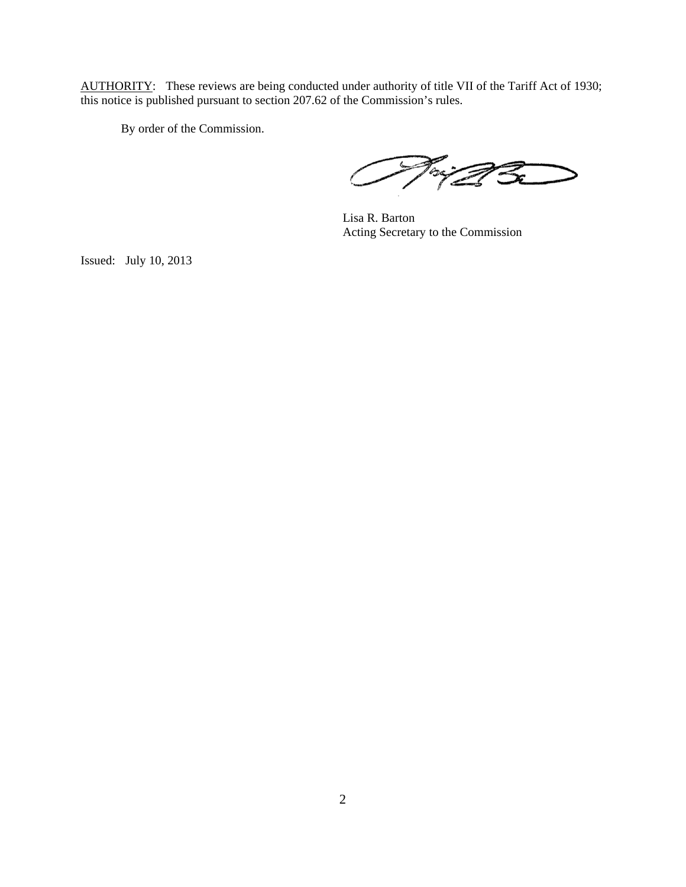<u>AUTHORITY</u>: These reviews are being conducted under authority of title VII of the Tariff Act of 1930; this notice is published pursuant to section 207.62 of the Commission's rules.

By order of the Commission.

Lisa R. Barton
Acting Secretary to the Commission

Issued: July 10, 2013